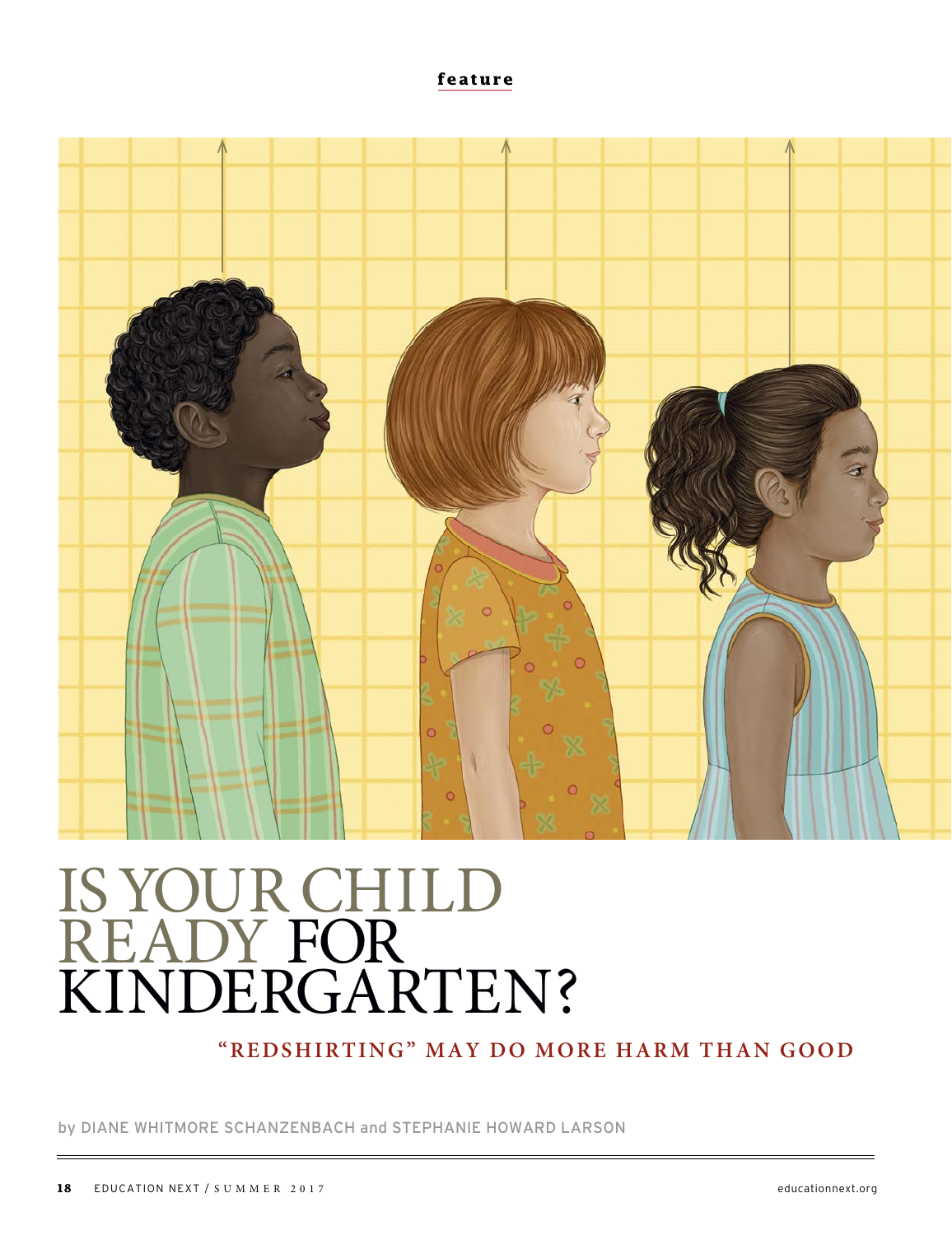feature

# IS YOUR CHILD READY FOR KINDERGARTEN?

## "REDSHIRTING" MAY DO MORE HARM THAN GOOD

by DIANE WHITMORE SCHANZENBACH and STEPHANIE HOWARD LARSON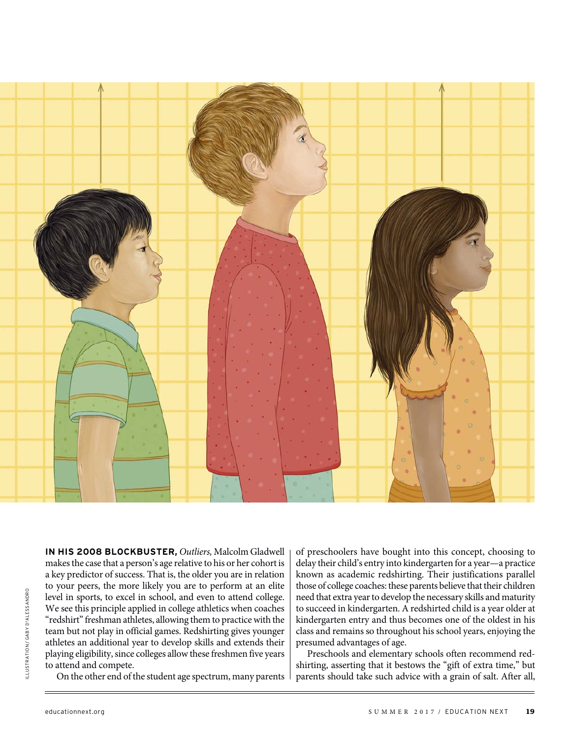**IN HIS 2008 BLOCKBUSTER,** *Outliers,* Malcolm Gladwell makes the case that a person's age relative to his or her cohort is a key predictor of success. That is, the older you are in relation to your peers, the more likely you are to perform at an elite level in sports, to excel in school, and even to attend college. We see this principle applied in college athletics when coaches "redshirt" freshman athletes, allowing them to practice with the team but not play in official games. Redshirting gives younger athletes an additional year to develop skills and extends their playing eligibility, since colleges allow these freshmen five years to attend and compete.

On the other end of the student age spectrum, many parents of preschoolers have bought into this concept, choosing to delay their child's entry into kindergarten for a year—a practice known as academic redshirting. Their justifications parallel those of college coaches: these parents believe that their children need that extra year to develop the necessary skills and maturity to succeed in kindergarten. A redshirted child is a year older at kindergarten entry and thus becomes one of the oldest in his class and remains so throughout his school years, enjoying the presumed advantages of age.

Preschools and elementary schools often recommend redshirting, asserting that it bestows the "gift of extra time," but parents should take such advice with a grain of salt. After all,

ILLUSTRATION / GABY D'ALESSANDRO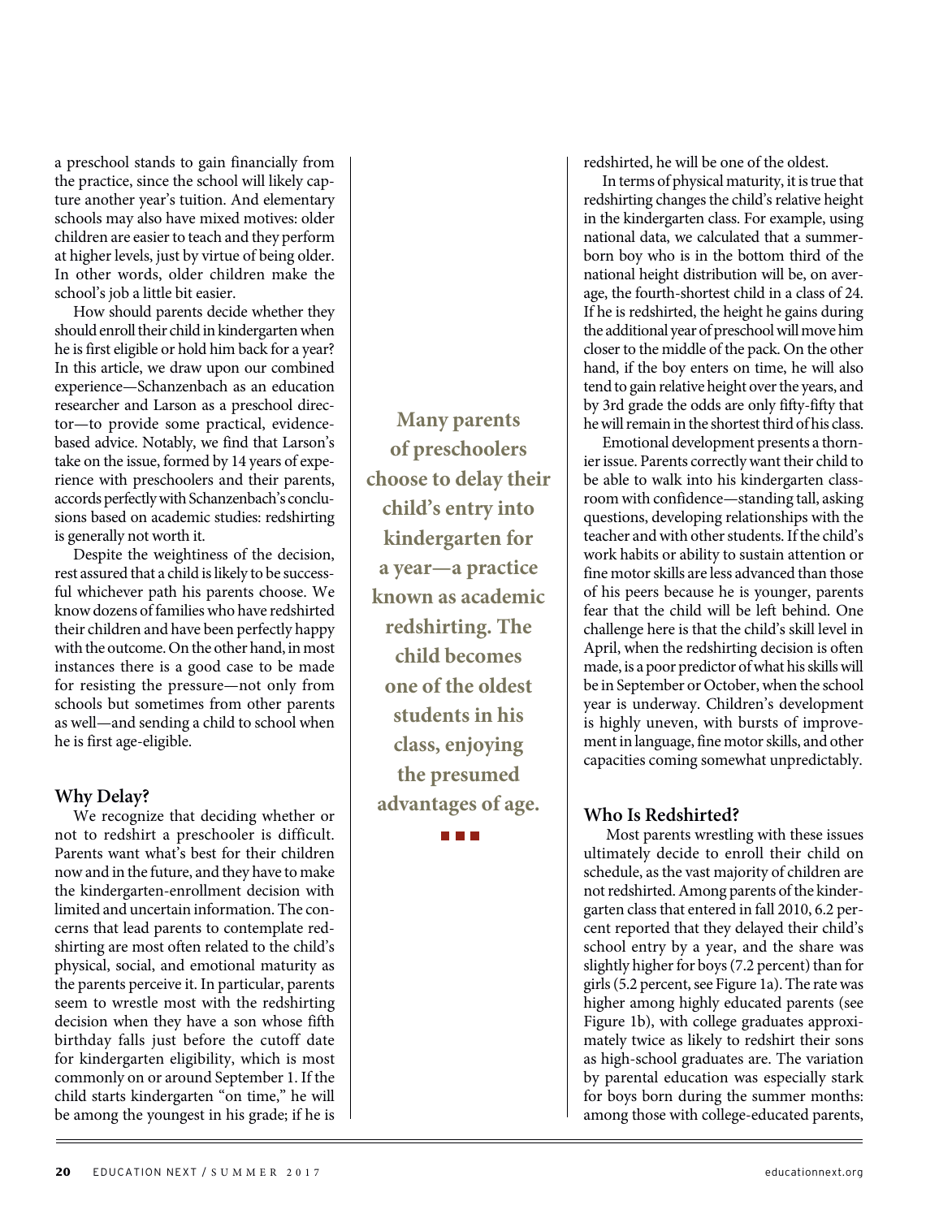a preschool stands to gain financially from the practice, since the school will likely capture another year's tuition. And elementary schools may also have mixed motives: older children are easier to teach and they perform at higher levels, just by virtue of being older. In other words, older children make the school's job a little bit easier.

How should parents decide whether they should enroll their child in kindergarten when he is first eligible or hold him back for a year? In this article, we draw upon our combined experience—Schanzenbach as an education researcher and Larson as a preschool director—to provide some practical, evidence-based advice. Notably, we find that Larson's take on the issue, formed by 14 years of experience with preschoolers and their parents, accords perfectly with Schanzenbach's conclusions based on academic studies: redshirting is generally not worth it.

Despite the weightiness of the decision, rest assured that a child is likely to be successful whichever path his parents choose. We know dozens of families who have redshirted their children and have been perfectly happy with the outcome. On the other hand, in most instances there is a good case to be made for resisting the pressure—not only from schools but sometimes from other parents as well—and sending a child to school when he is first age-eligible.

## Why Delay?

We recognize that deciding whether or not to redshirt a preschooler is difficult. Parents want what's best for their children now and in the future, and they have to make the kindergarten-enrollment decision with limited and uncertain information. The concerns that lead parents to contemplate redshirting are most often related to the child's physical, social, and emotional maturity as the parents perceive it. In particular, parents seem to wrestle most with the redshirting decision when they have a son whose fifth birthday falls just before the cutoff date for kindergarten eligibility, which is most commonly on or around September 1. If the child starts kindergarten "on time," he will be among the youngest in his grade; if he is redshirted, he will be one of the oldest.

**Many parents of preschoolers choose to delay their child's entry into kindergarten for a year—a practice known as academic redshirting. The child becomes one of the oldest students in his class, enjoying the presumed advantages of age.**

In terms of physical maturity, it is true that redshirting changes the child's relative height in the kindergarten class. For example, using national data, we calculated that a summer-born boy who is in the bottom third of the national height distribution will be, on average, the fourth-shortest child in a class of 24. If he is redshirted, the height he gains during the additional year of preschool will move him closer to the middle of the pack. On the other hand, if the boy enters on time, he will also tend to gain relative height over the years, and by 3rd grade the odds are only fifty-fifty that he will remain in the shortest third of his class.

Emotional development presents a thornier issue. Parents correctly want their child to be able to walk into his kindergarten classroom with confidence—standing tall, asking questions, developing relationships with the teacher and with other students. If the child's work habits or ability to sustain attention or fine motor skills are less advanced than those of his peers because he is younger, parents fear that the child will be left behind. One challenge here is that the child's skill level in April, when the redshirting decision is often made, is a poor predictor of what his skills will be in September or October, when the school year is underway. Children's development is highly uneven, with bursts of improvement in language, fine motor skills, and other capacities coming somewhat unpredictably.

## Who Is Redshirted?

Most parents wrestling with these issues ultimately decide to enroll their child on schedule, as the vast majority of children are not redshirted. Among parents of the kindergarten class that entered in fall 2010, 6.2 percent reported that they delayed their child's school entry by a year, and the share was slightly higher for boys (7.2 percent) than for girls (5.2 percent, see Figure 1a). The rate was higher among highly educated parents (see Figure 1b), with college graduates approximately twice as likely to redshirt their sons as high-school graduates are. The variation by parental education was especially stark for boys born during the summer months: among those with college-educated parents,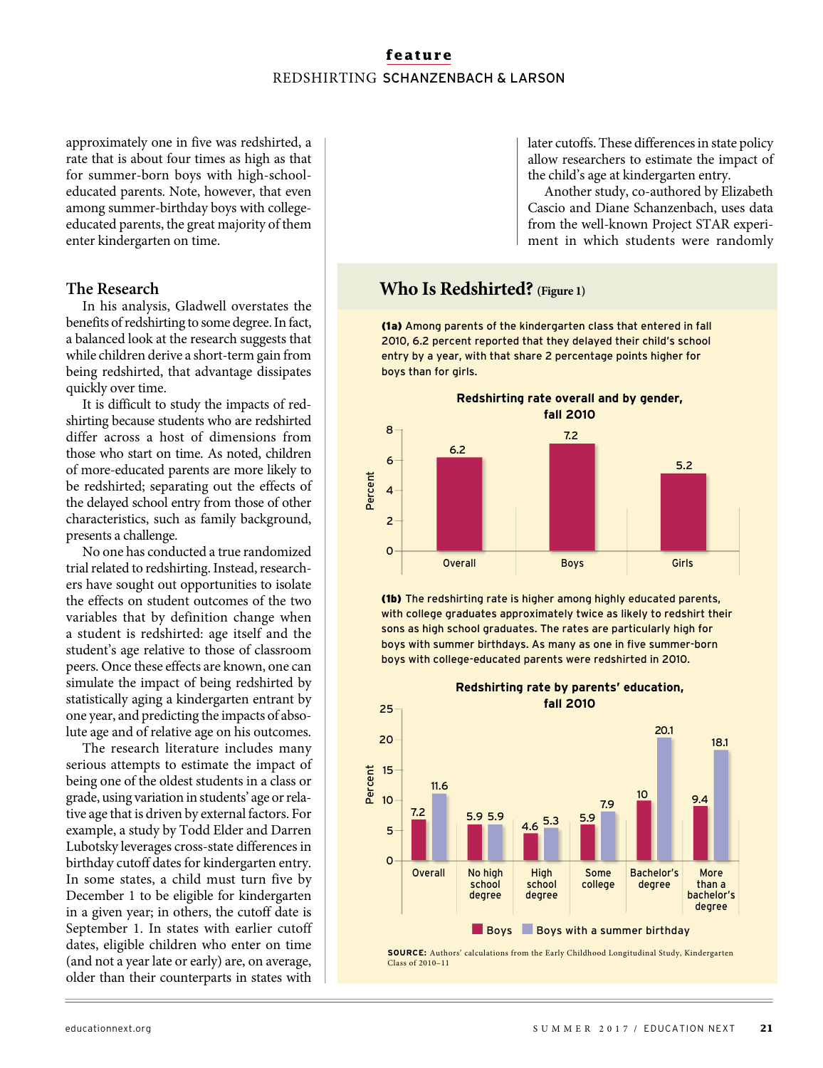approximately one in five was redshirted, a rate that is about four times as high as that for summer-born boys with high-school-educated parents. Note, however, that even among summer-birthday boys with college-educated parents, the great majority of them enter kindergarten on time.

## The Research

In his analysis, Gladwell overstates the benefits of redshirting to some degree. In fact, a balanced look at the research suggests that while children derive a short-term gain from being redshirted, that advantage dissipates quickly over time.

It is difficult to study the impacts of redshirting because students who are redshirted differ across a host of dimensions from those who start on time. As noted, children of more-educated parents are more likely to be redshirted; separating out the effects of the delayed school entry from those of other characteristics, such as family background, presents a challenge.

No one has conducted a true randomized trial related to redshirting. Instead, researchers have sought out opportunities to isolate the effects on student outcomes of the two variables that by definition change when a student is redshirted: age itself and the student's age relative to those of classroom peers. Once these effects are known, one can simulate the impact of being redshirted by statistically aging a kindergarten entrant by one year, and predicting the impacts of absolute age and of relative age on his outcomes.

The research literature includes many serious attempts to estimate the impact of being one of the oldest students in a class or grade, using variation in students' age or relative age that is driven by external factors. For example, a study by Todd Elder and Darren Lubotsky leverages cross-state differences in birthday cutoff dates for kindergarten entry. In some states, a child must turn five by December 1 to be eligible for kindergarten in a given year; in others, the cutoff date is September 1. In states with earlier cutoff dates, eligible children who enter on time (and not a year late or early) are, on average, older than their counterparts in states with later cutoffs. These differences in state policy allow researchers to estimate the impact of the child's age at kindergarten entry.

Another study, co-authored by Elizabeth Cascio and Diane Schanzenbach, uses data from the well-known Project STAR experiment in which students were randomly

## Who Is Redshirted? (Figure 1)

**(1a)** Among parents of the kindergarten class that entered in fall 2010, 6.2 percent reported that they delayed their child's school entry by a year, with that share 2 percentage points higher for boys than for girls.

**Redshirting rate overall and by gender, fall 2010**

| | Percent |
|---|---|
| Overall | 6.2 |
| Boys | 7.2 |
| Girls | 5.2 |

**(1b)** The redshirting rate is higher among highly educated parents, with college graduates approximately twice as likely to redshirt their sons as high school graduates. The rates are particularly high for boys with summer birthdays. As many as one in five summer-born boys with college-educated parents were redshirted in 2010.

**Redshirting rate by parents' education, fall 2010**

| | Boys | Boys with a summer birthday |
|---|---|---|
| Overall | 7.2 | 11.6 |
| No high school degree | 5.9 | 5.9 |
| High school degree | 4.6 | 5.3 |
| Some college | 5.9 | 7.9 |
| Bachelor's degree | 10 | 20.1 |
| More than a bachelor's degree | 9.4 | 18.1 |

**SOURCE:** Authors' calculations from the Early Childhood Longitudinal Study, Kindergarten Class of 2010–11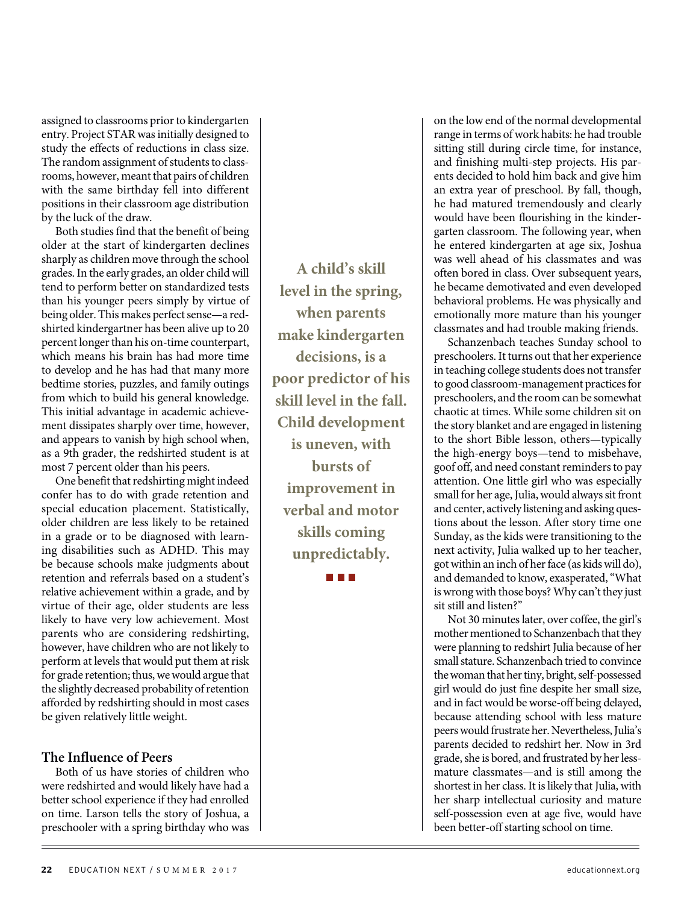assigned to classrooms prior to kindergarten entry. Project STAR was initially designed to study the effects of reductions in class size. The random assignment of students to classrooms, however, meant that pairs of children with the same birthday fell into different positions in their classroom age distribution by the luck of the draw.

Both studies find that the benefit of being older at the start of kindergarten declines sharply as children move through the school grades. In the early grades, an older child will tend to perform better on standardized tests than his younger peers simply by virtue of being older. This makes perfect sense—a redshirted kindergartner has been alive up to 20 percent longer than his on-time counterpart, which means his brain has had more time to develop and he has had that many more bedtime stories, puzzles, and family outings from which to build his general knowledge. This initial advantage in academic achievement dissipates sharply over time, however, and appears to vanish by high school when, as a 9th grader, the redshirted student is at most 7 percent older than his peers.

One benefit that redshirting might indeed confer has to do with grade retention and special education placement. Statistically, older children are less likely to be retained in a grade or to be diagnosed with learning disabilities such as ADHD. This may be because schools make judgments about retention and referrals based on a student's relative achievement within a grade, and by virtue of their age, older students are less likely to have very low achievement. Most parents who are considering redshirting, however, have children who are not likely to perform at levels that would put them at risk for grade retention; thus, we would argue that the slightly decreased probability of retention afforded by redshirting should in most cases be given relatively little weight.

> **A child's skill level in the spring, when parents make kindergarten decisions, is a poor predictor of his skill level in the fall. Child development is uneven, with bursts of improvement in verbal and motor skills coming unpredictably.**

## The Influence of Peers

Both of us have stories of children who were redshirted and would likely have had a better school experience if they had enrolled on time. Larson tells the story of Joshua, a preschooler with a spring birthday who was on the low end of the normal developmental range in terms of work habits: he had trouble sitting still during circle time, for instance, and finishing multi-step projects. His parents decided to hold him back and give him an extra year of preschool. By fall, though, he had matured tremendously and clearly would have been flourishing in the kindergarten classroom. The following year, when he entered kindergarten at age six, Joshua was well ahead of his classmates and was often bored in class. Over subsequent years, he became demotivated and even developed behavioral problems. He was physically and emotionally more mature than his younger classmates and had trouble making friends.

Schanzenbach teaches Sunday school to preschoolers. It turns out that her experience in teaching college students does not transfer to good classroom-management practices for preschoolers, and the room can be somewhat chaotic at times. While some children sit on the story blanket and are engaged in listening to the short Bible lesson, others—typically the high-energy boys—tend to misbehave, goof off, and need constant reminders to pay attention. One little girl who was especially small for her age, Julia, would always sit front and center, actively listening and asking questions about the lesson. After story time one Sunday, as the kids were transitioning to the next activity, Julia walked up to her teacher, got within an inch of her face (as kids will do), and demanded to know, exasperated, "What is wrong with those boys? Why can't they just sit still and listen?"

Not 30 minutes later, over coffee, the girl's mother mentioned to Schanzenbach that they were planning to redshirt Julia because of her small stature. Schanzenbach tried to convince the woman that her tiny, bright, self-possessed girl would do just fine despite her small size, and in fact would be worse-off being delayed, because attending school with less mature peers would frustrate her. Nevertheless, Julia's parents decided to redshirt her. Now in 3rd grade, she is bored, and frustrated by her less-mature classmates—and is still among the shortest in her class. It is likely that Julia, with her sharp intellectual curiosity and mature self-possession even at age five, would have been better-off starting school on time.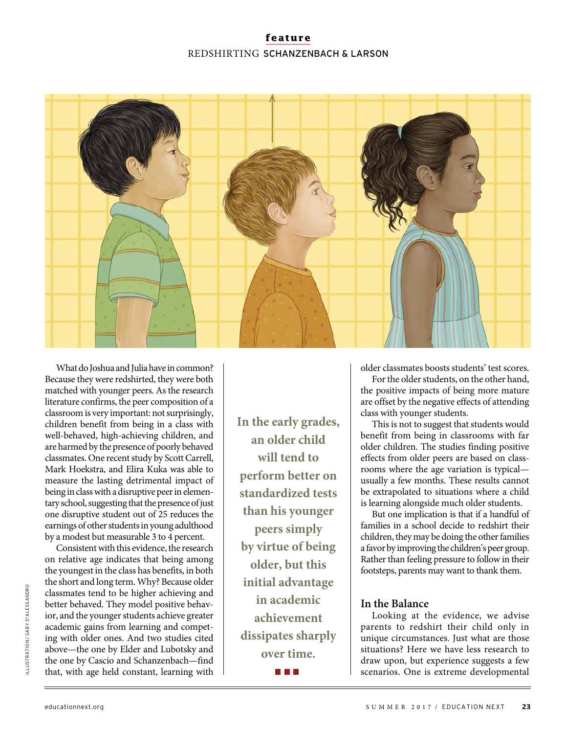What do Joshua and Julia have in common? Because they were redshirted, they were both matched with younger peers. As the research literature confirms, the peer composition of a classroom is very important: not surprisingly, children benefit from being in a class with well-behaved, high-achieving children, and are harmed by the presence of poorly behaved classmates. One recent study by Scott Carrell, Mark Hoekstra, and Elira Kuka was able to measure the lasting detrimental impact of being in class with a disruptive peer in elementary school, suggesting that the presence of just one disruptive student out of 25 reduces the earnings of other students in young adulthood by a modest but measurable 3 to 4 percent.

Consistent with this evidence, the research on relative age indicates that being among the youngest in the class has benefits, in both the short and long term. Why? Because older classmates tend to be higher achieving and better behaved. They model positive behavior, and the younger students achieve greater academic gains from learning and competing with older ones. And two studies cited above—the one by Elder and Lubotsky and the one by Cascio and Schanzenbach—find that, with age held constant, learning with older classmates boosts students' test scores.

> **In the early grades, an older child will tend to perform better on standardized tests than his younger peers simply by virtue of being older, but this initial advantage in academic achievement dissipates sharply over time.**

For the older students, on the other hand, the positive impacts of being more mature are offset by the negative effects of attending class with younger students.

This is not to suggest that students would benefit from being in classrooms with far older children. The studies finding positive effects from older peers are based on classrooms where the age variation is typical—usually a few months. These results cannot be extrapolated to situations where a child is learning alongside much older students.

But one implication is that if a handful of families in a school decide to redshirt their children, they may be doing the other families a favor by improving the children's peer group. Rather than feeling pressure to follow in their footsteps, parents may want to thank them.

### In the Balance

Looking at the evidence, we advise parents to redshirt their child only in unique circumstances. Just what are those situations? Here we have less research to draw upon, but experience suggests a few scenarios. One is extreme developmental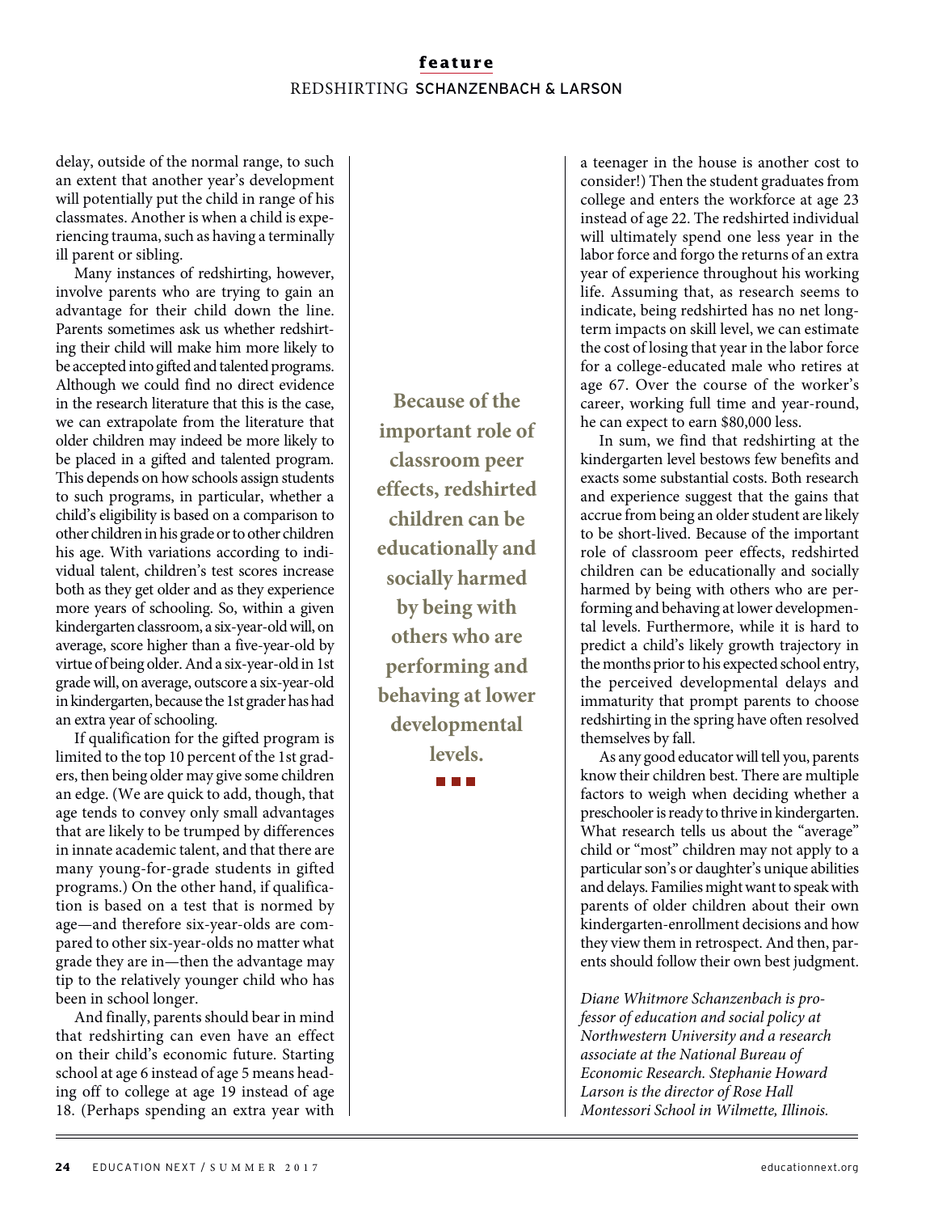delay, outside of the normal range, to such an extent that another year's development will potentially put the child in range of his classmates. Another is when a child is experiencing trauma, such as having a terminally ill parent or sibling.

Many instances of redshirting, however, involve parents who are trying to gain an advantage for their child down the line. Parents sometimes ask us whether redshirting their child will make him more likely to be accepted into gifted and talented programs. Although we could find no direct evidence in the research literature that this is the case, we can extrapolate from the literature that older children may indeed be more likely to be placed in a gifted and talented program. This depends on how schools assign students to such programs, in particular, whether a child's eligibility is based on a comparison to other children in his grade or to other children his age. With variations according to individual talent, children's test scores increase both as they get older and as they experience more years of schooling. So, within a given kindergarten classroom, a six-year-old will, on average, score higher than a five-year-old by virtue of being older. And a six-year-old in 1st grade will, on average, outscore a six-year-old in kindergarten, because the 1st grader has had an extra year of schooling.

If qualification for the gifted program is limited to the top 10 percent of the 1st graders, then being older may give some children an edge. (We are quick to add, though, that age tends to convey only small advantages that are likely to be trumped by differences in innate academic talent, and that there are many young-for-grade students in gifted programs.) On the other hand, if qualification is based on a test that is normed by age—and therefore six-year-olds are compared to other six-year-olds no matter what grade they are in—then the advantage may tip to the relatively younger child who has been in school longer.

And finally, parents should bear in mind that redshirting can even have an effect on their child's economic future. Starting school at age 6 instead of age 5 means heading off to college at age 19 instead of age 18. (Perhaps spending an extra year with a teenager in the house is another cost to consider!) Then the student graduates from college and enters the workforce at age 23 instead of age 22. The redshirted individual will ultimately spend one less year in the labor force and forgo the returns of an extra year of experience throughout his working life. Assuming that, as research seems to indicate, being redshirted has no net long-term impacts on skill level, we can estimate the cost of losing that year in the labor force for a college-educated male who retires at age 67. Over the course of the worker's career, working full time and year-round, he can expect to earn $80,000 less.

**Because of the important role of classroom peer effects, redshirted children can be educationally and socially harmed by being with others who are performing and behaving at lower developmental levels.**

In sum, we find that redshirting at the kindergarten level bestows few benefits and exacts some substantial costs. Both research and experience suggest that the gains that accrue from being an older student are likely to be short-lived. Because of the important role of classroom peer effects, redshirted children can be educationally and socially harmed by being with others who are performing and behaving at lower developmental levels. Furthermore, while it is hard to predict a child's likely growth trajectory in the months prior to his expected school entry, the perceived developmental delays and immaturity that prompt parents to choose redshirting in the spring have often resolved themselves by fall.

As any good educator will tell you, parents know their children best. There are multiple factors to weigh when deciding whether a preschooler is ready to thrive in kindergarten. What research tells us about the "average" child or "most" children may not apply to a particular son's or daughter's unique abilities and delays. Families might want to speak with parents of older children about their own kindergarten-enrollment decisions and how they view them in retrospect. And then, parents should follow their own best judgment.

*Diane Whitmore Schanzenbach is professor of education and social policy at Northwestern University and a research associate at the National Bureau of Economic Research. Stephanie Howard Larson is the director of Rose Hall Montessori School in Wilmette, Illinois.*